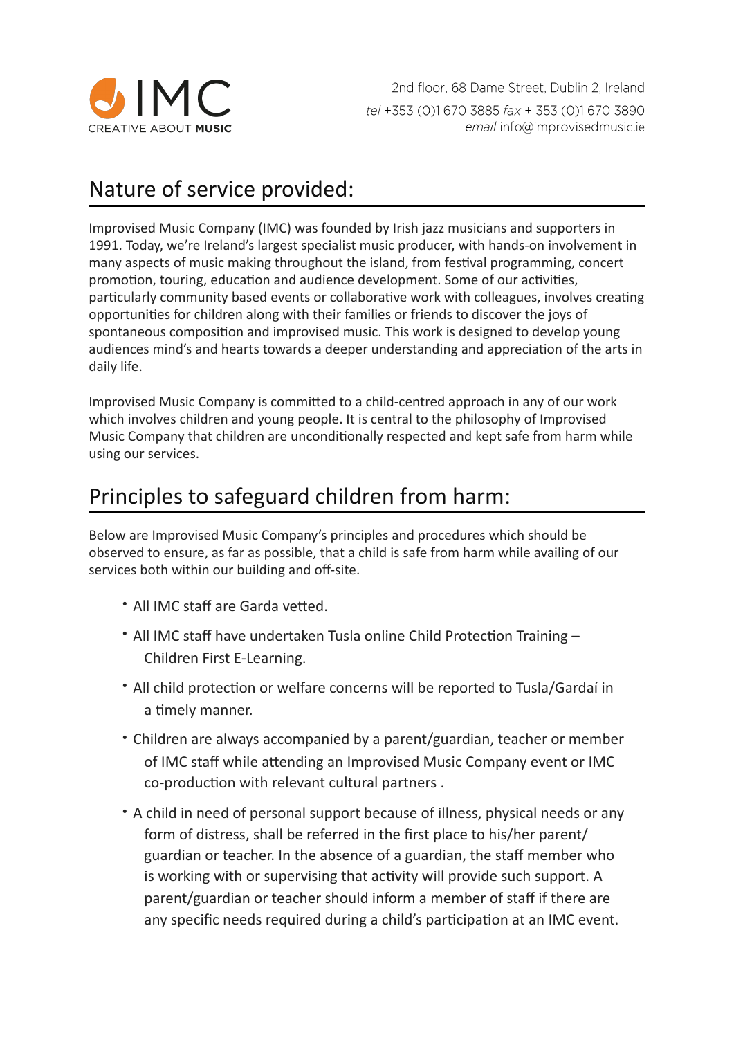IMC
CREATIVE ABOUT **MUSIC**

2nd floor, 68 Dame Street, Dublin 2, Ireland
*tel* +353 (0)1 670 3885 *fax* + 353 (0)1 670 3890
*email* info@improvisedmusic.ie

## Nature of service provided:

Improvised Music Company (IMC) was founded by Irish jazz musicians and supporters in 1991. Today, we're Ireland's largest specialist music producer, with hands-on involvement in many aspects of music making throughout the island, from festival programming, concert promotion, touring, education and audience development. Some of our activities, particularly community based events or collaborative work with colleagues, involves creating opportunities for children along with their families or friends to discover the joys of spontaneous composition and improvised music. This work is designed to develop young audiences mind's and hearts towards a deeper understanding and appreciation of the arts in daily life.

Improvised Music Company is committed to a child-centred approach in any of our work which involves children and young people. It is central to the philosophy of Improvised Music Company that children are unconditionally respected and kept safe from harm while using our services.

## Principles to safeguard children from harm:

Below are Improvised Music Company's principles and procedures which should be observed to ensure, as far as possible, that a child is safe from harm while availing of our services both within our building and off-site.

- All IMC staff are Garda vetted.
- All IMC staff have undertaken Tusla online Child Protection Training – Children First E-Learning.
- All child protection or welfare concerns will be reported to Tusla/Gardaí in a timely manner.
- Children are always accompanied by a parent/guardian, teacher or member of IMC staff while attending an Improvised Music Company event or IMC co-production with relevant cultural partners .
- A child in need of personal support because of illness, physical needs or any form of distress, shall be referred in the first place to his/her parent/ guardian or teacher. In the absence of a guardian, the staff member who is working with or supervising that activity will provide such support. A parent/guardian or teacher should inform a member of staff if there are any specific needs required during a child's participation at an IMC event.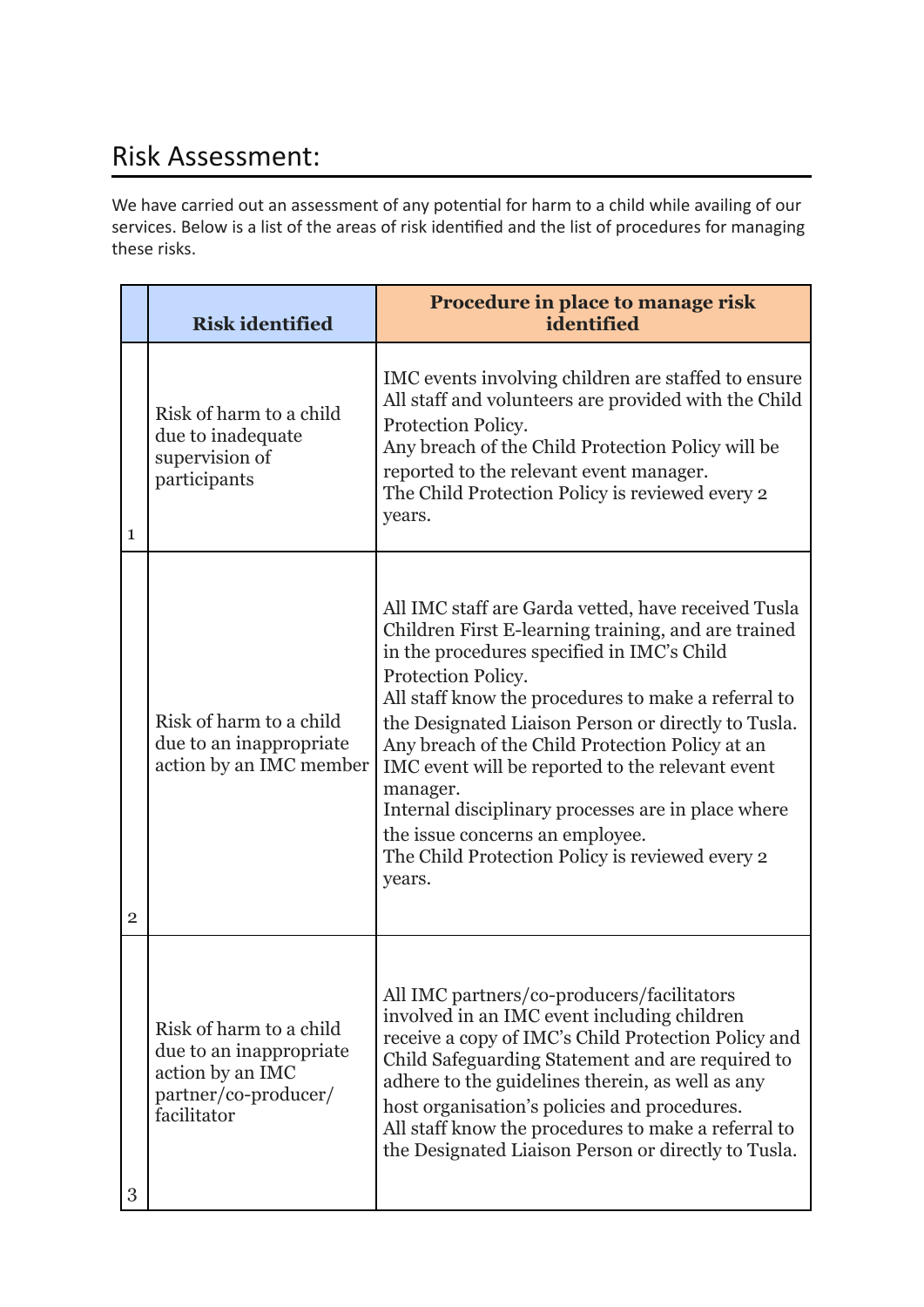# Risk Assessment:

We have carried out an assessment of any potential for harm to a child while availing of our services. Below is a list of the areas of risk identified and the list of procedures for managing these risks.

| | Risk identified | Procedure in place to manage risk identified |
|---|---|---|
| 1 | Risk of harm to a child due to inadequate supervision of participants | IMC events involving children are staffed to ensure All staff and volunteers are provided with the Child Protection Policy.<br>Any breach of the Child Protection Policy will be reported to the relevant event manager.<br>The Child Protection Policy is reviewed every 2 years. |
| 2 | Risk of harm to a child due to an inappropriate action by an IMC member | All IMC staff are Garda vetted, have received Tusla Children First E-learning training, and are trained in the procedures specified in IMC's Child Protection Policy.<br>All staff know the procedures to make a referral to the Designated Liaison Person or directly to Tusla.<br>Any breach of the Child Protection Policy at an IMC event will be reported to the relevant event manager.<br>Internal disciplinary processes are in place where the issue concerns an employee.<br>The Child Protection Policy is reviewed every 2 years. |
| 3 | Risk of harm to a child due to an inappropriate action by an IMC partner/co-producer/ facilitator | All IMC partners/co-producers/facilitators involved in an IMC event including children receive a copy of IMC's Child Protection Policy and Child Safeguarding Statement and are required to adhere to the guidelines therein, as well as any host organisation's policies and procedures.<br>All staff know the procedures to make a referral to the Designated Liaison Person or directly to Tusla. |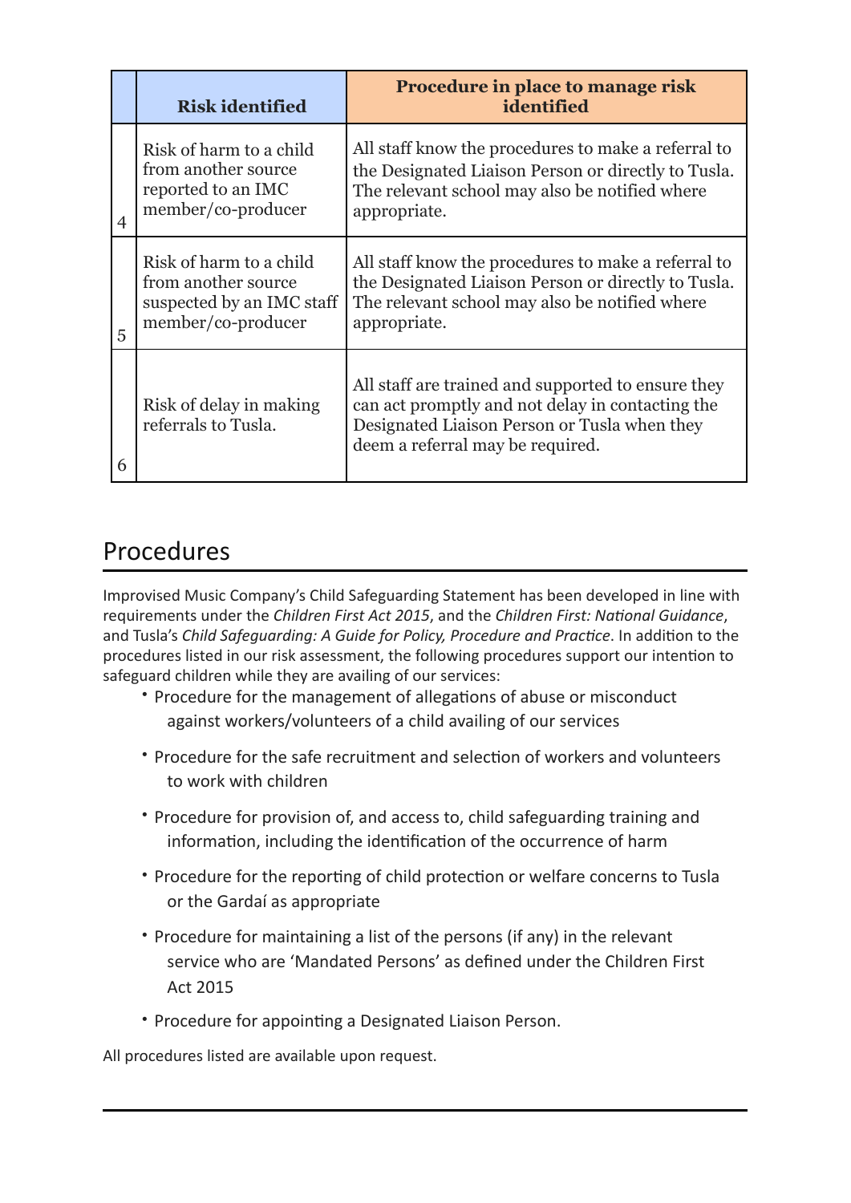| | Risk identified | Procedure in place to manage risk identified |
|---|---|---|
| 4 | Risk of harm to a child from another source reported to an IMC member/co-producer | All staff know the procedures to make a referral to the Designated Liaison Person or directly to Tusla. The relevant school may also be notified where appropriate. |
| 5 | Risk of harm to a child from another source suspected by an IMC staff member/co-producer | All staff know the procedures to make a referral to the Designated Liaison Person or directly to Tusla. The relevant school may also be notified where appropriate. |
| 6 | Risk of delay in making referrals to Tusla. | All staff are trained and supported to ensure they can act promptly and not delay in contacting the Designated Liaison Person or Tusla when they deem a referral may be required. |

## Procedures

Improvised Music Company's Child Safeguarding Statement has been developed in line with requirements under the *Children First Act 2015*, and the *Children First: National Guidance*, and Tusla's *Child Safeguarding: A Guide for Policy, Procedure and Practice*. In addition to the procedures listed in our risk assessment, the following procedures support our intention to safeguard children while they are availing of our services:

- Procedure for the management of allegations of abuse or misconduct against workers/volunteers of a child availing of our services
- Procedure for the safe recruitment and selection of workers and volunteers to work with children
- Procedure for provision of, and access to, child safeguarding training and information, including the identification of the occurrence of harm
- Procedure for the reporting of child protection or welfare concerns to Tusla or the Gardaí as appropriate
- Procedure for maintaining a list of the persons (if any) in the relevant service who are 'Mandated Persons' as defined under the Children First Act 2015
- Procedure for appointing a Designated Liaison Person.

All procedures listed are available upon request.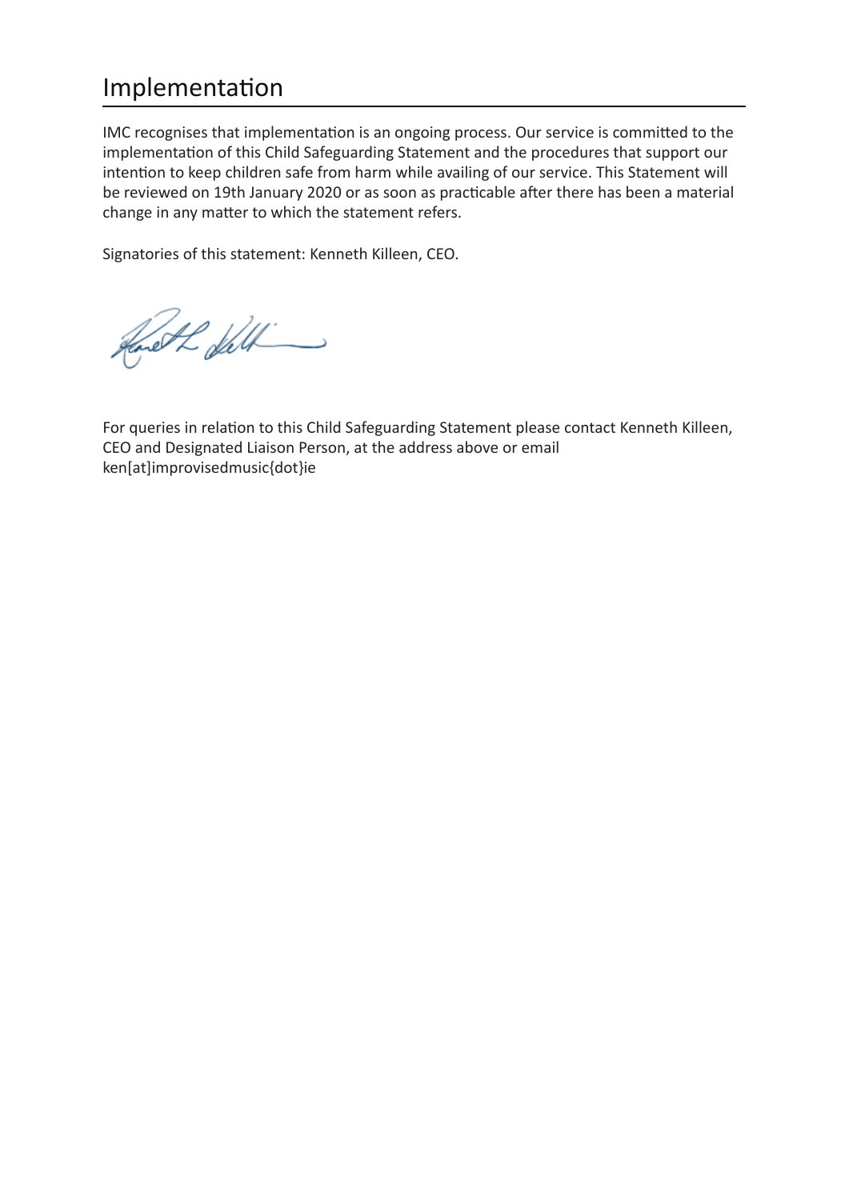# Implementation

IMC recognises that implementation is an ongoing process. Our service is committed to the implementation of this Child Safeguarding Statement and the procedures that support our intention to keep children safe from harm while availing of our service. This Statement will be reviewed on 19th January 2020 or as soon as practicable after there has been a material change in any matter to which the statement refers.

Signatories of this statement: Kenneth Killeen, CEO.

For queries in relation to this Child Safeguarding Statement please contact Kenneth Killeen, CEO and Designated Liaison Person, at the address above or email ken[at]improvisedmusic{dot}ie